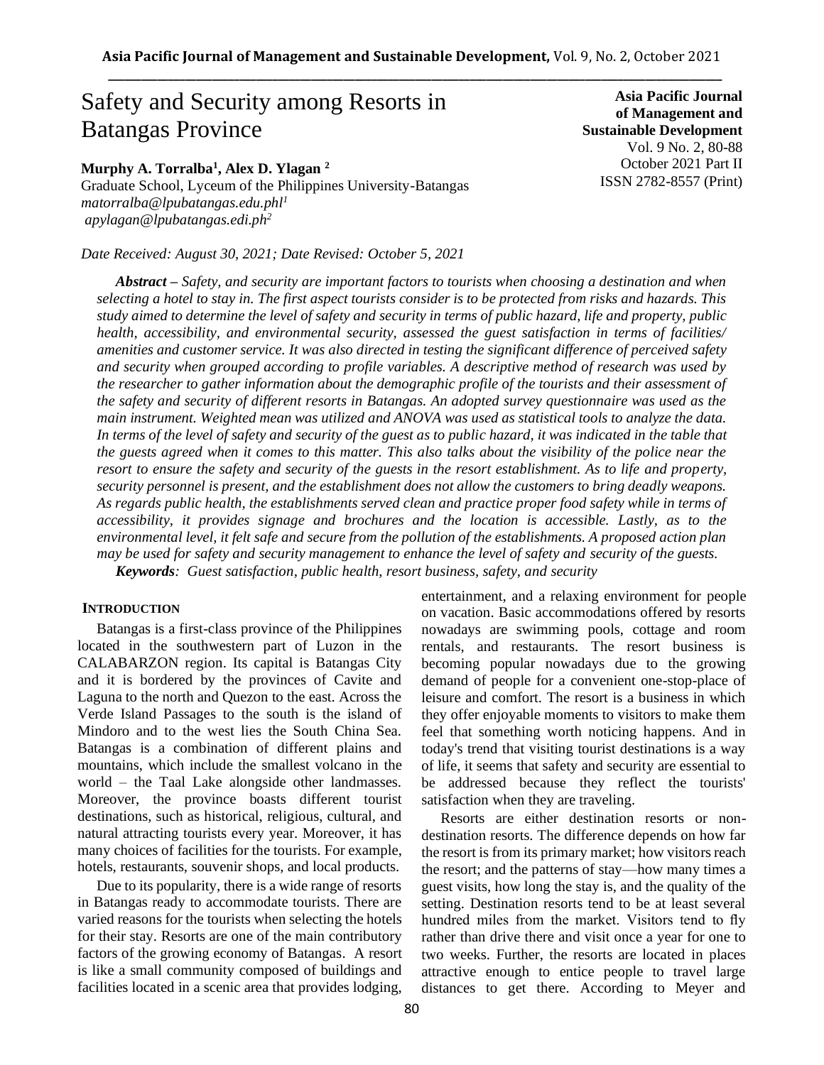# Safety and Security among Resorts in Batangas Province

**Murphy A. Torralba[1], Alex D. Ylagan [2]**
Graduate School, Lyceum of the Philippines University-Batangas
*matorralba@lpubatangas.edu.phl[1]*
*apylagan@lpubatangas.edi.ph[2]*

**Asia Pacific Journal of Management and Sustainable Development**
Vol. 9 No. 2, 80-88
October 2021 Part II
ISSN 2782-8557 (Print)

*Date Received: August 30, 2021; Date Revised: October 5, 2021*

***Abstract –*** *Safety, and security are important factors to tourists when choosing a destination and when selecting a hotel to stay in. The first aspect tourists consider is to be protected from risks and hazards. This study aimed to determine the level of safety and security in terms of public hazard, life and property, public health, accessibility, and environmental security, assessed the guest satisfaction in terms of facilities/ amenities and customer service. It was also directed in testing the significant difference of perceived safety and security when grouped according to profile variables. A descriptive method of research was used by the researcher to gather information about the demographic profile of the tourists and their assessment of the safety and security of different resorts in Batangas. An adopted survey questionnaire was used as the main instrument. Weighted mean was utilized and ANOVA was used as statistical tools to analyze the data. In terms of the level of safety and security of the guest as to public hazard, it was indicated in the table that the guests agreed when it comes to this matter. This also talks about the visibility of the police near the resort to ensure the safety and security of the guests in the resort establishment. As to life and property, security personnel is present, and the establishment does not allow the customers to bring deadly weapons. As regards public health, the establishments served clean and practice proper food safety while in terms of accessibility, it provides signage and brochures and the location is accessible. Lastly, as to the environmental level, it felt safe and secure from the pollution of the establishments. A proposed action plan may be used for safety and security management to enhance the level of safety and security of the guests.*

***Keywords****: Guest satisfaction, public health, resort business, safety, and security*

## INTRODUCTION

Batangas is a first-class province of the Philippines located in the southwestern part of Luzon in the CALABARZON region. Its capital is Batangas City and it is bordered by the provinces of Cavite and Laguna to the north and Quezon to the east. Across the Verde Island Passages to the south is the island of Mindoro and to the west lies the South China Sea. Batangas is a combination of different plains and mountains, which include the smallest volcano in the world – the Taal Lake alongside other landmasses. Moreover, the province boasts different tourist destinations, such as historical, religious, cultural, and natural attracting tourists every year. Moreover, it has many choices of facilities for the tourists. For example, hotels, restaurants, souvenir shops, and local products.

Due to its popularity, there is a wide range of resorts in Batangas ready to accommodate tourists. There are varied reasons for the tourists when selecting the hotels for their stay. Resorts are one of the main contributory factors of the growing economy of Batangas. A resort is like a small community composed of buildings and facilities located in a scenic area that provides lodging, entertainment, and a relaxing environment for people on vacation. Basic accommodations offered by resorts nowadays are swimming pools, cottage and room rentals, and restaurants. The resort business is becoming popular nowadays due to the growing demand of people for a convenient one-stop-place of leisure and comfort. The resort is a business in which they offer enjoyable moments to visitors to make them feel that something worth noticing happens. And in today's trend that visiting tourist destinations is a way of life, it seems that safety and security are essential to be addressed because they reflect the tourists' satisfaction when they are traveling.

Resorts are either destination resorts or non-destination resorts. The difference depends on how far the resort is from its primary market; how visitors reach the resort; and the patterns of stay—how many times a guest visits, how long the stay is, and the quality of the setting. Destination resorts tend to be at least several hundred miles from the market. Visitors tend to fly rather than drive there and visit once a year for one to two weeks. Further, the resorts are located in places attractive enough to entice people to travel large distances to get there. According to Meyer and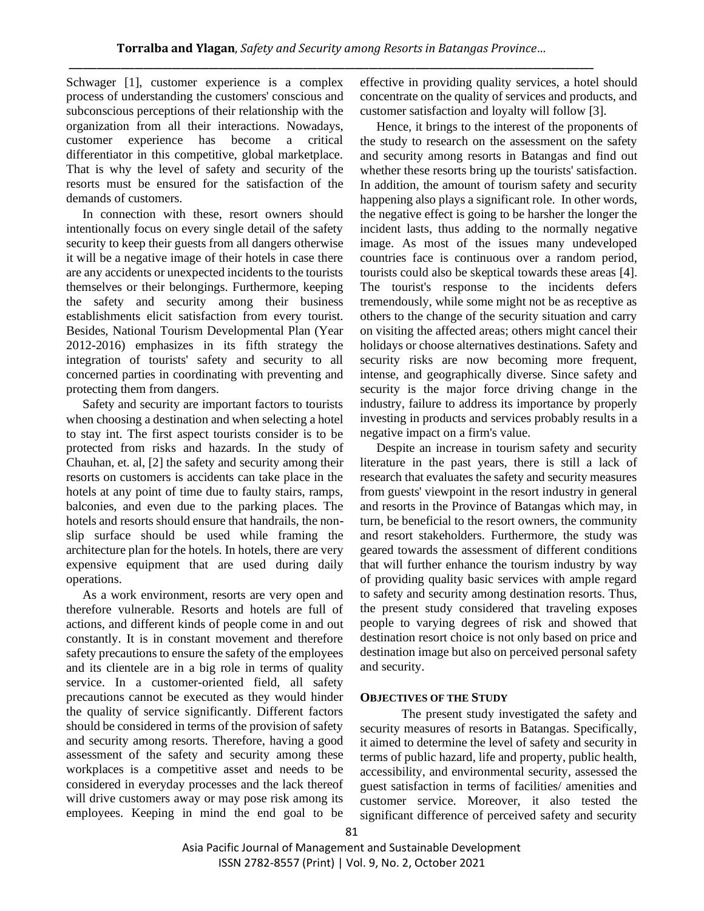Schwager [1], customer experience is a complex process of understanding the customers' conscious and subconscious perceptions of their relationship with the organization from all their interactions. Nowadays, customer experience has become a critical differentiator in this competitive, global marketplace. That is why the level of safety and security of the resorts must be ensured for the satisfaction of the demands of customers.

In connection with these, resort owners should intentionally focus on every single detail of the safety security to keep their guests from all dangers otherwise it will be a negative image of their hotels in case there are any accidents or unexpected incidents to the tourists themselves or their belongings. Furthermore, keeping the safety and security among their business establishments elicit satisfaction from every tourist. Besides, National Tourism Developmental Plan (Year 2012-2016) emphasizes in its fifth strategy the integration of tourists' safety and security to all concerned parties in coordinating with preventing and protecting them from dangers.

Safety and security are important factors to tourists when choosing a destination and when selecting a hotel to stay int. The first aspect tourists consider is to be protected from risks and hazards. In the study of Chauhan, et. al, [2] the safety and security among their resorts on customers is accidents can take place in the hotels at any point of time due to faulty stairs, ramps, balconies, and even due to the parking places. The hotels and resorts should ensure that handrails, the non-slip surface should be used while framing the architecture plan for the hotels. In hotels, there are very expensive equipment that are used during daily operations.

As a work environment, resorts are very open and therefore vulnerable. Resorts and hotels are full of actions, and different kinds of people come in and out constantly. It is in constant movement and therefore safety precautions to ensure the safety of the employees and its clientele are in a big role in terms of quality service. In a customer-oriented field, all safety precautions cannot be executed as they would hinder the quality of service significantly. Different factors should be considered in terms of the provision of safety and security among resorts. Therefore, having a good assessment of the safety and security among these workplaces is a competitive asset and needs to be considered in everyday processes and the lack thereof will drive customers away or may pose risk among its employees. Keeping in mind the end goal to be effective in providing quality services, a hotel should concentrate on the quality of services and products, and customer satisfaction and loyalty will follow [3].

Hence, it brings to the interest of the proponents of the study to research on the assessment on the safety and security among resorts in Batangas and find out whether these resorts bring up the tourists' satisfaction. In addition, the amount of tourism safety and security happening also plays a significant role. In other words, the negative effect is going to be harsher the longer the incident lasts, thus adding to the normally negative image. As most of the issues many undeveloped countries face is continuous over a random period, tourists could also be skeptical towards these areas [4]. The tourist's response to the incidents defers tremendously, while some might not be as receptive as others to the change of the security situation and carry on visiting the affected areas; others might cancel their holidays or choose alternatives destinations. Safety and security risks are now becoming more frequent, intense, and geographically diverse. Since safety and security is the major force driving change in the industry, failure to address its importance by properly investing in products and services probably results in a negative impact on a firm's value.

Despite an increase in tourism safety and security literature in the past years, there is still a lack of research that evaluates the safety and security measures from guests' viewpoint in the resort industry in general and resorts in the Province of Batangas which may, in turn, be beneficial to the resort owners, the community and resort stakeholders. Furthermore, the study was geared towards the assessment of different conditions that will further enhance the tourism industry by way of providing quality basic services with ample regard to safety and security among destination resorts. Thus, the present study considered that traveling exposes people to varying degrees of risk and showed that destination resort choice is not only based on price and destination image but also on perceived personal safety and security.

## OBJECTIVES OF THE STUDY

The present study investigated the safety and security measures of resorts in Batangas. Specifically, it aimed to determine the level of safety and security in terms of public hazard, life and property, public health, accessibility, and environmental security, assessed the guest satisfaction in terms of facilities/ amenities and customer service. Moreover, it also tested the significant difference of perceived safety and security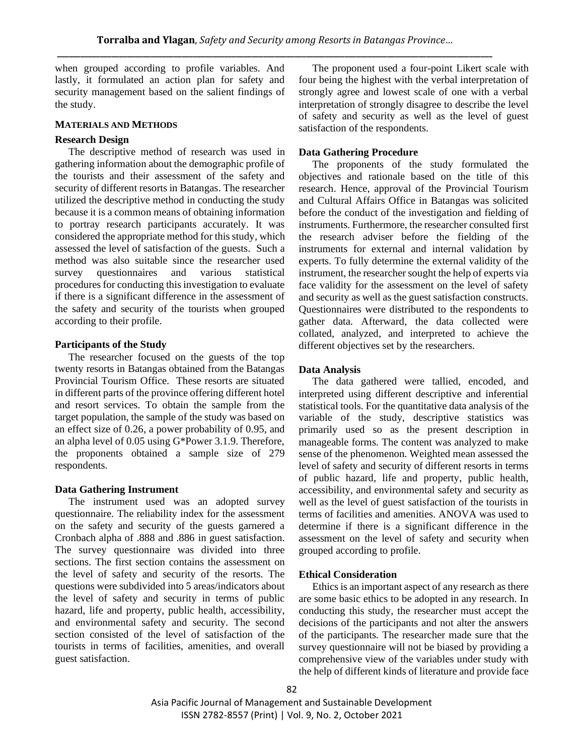when grouped according to profile variables. And lastly, it formulated an action plan for safety and security management based on the salient findings of the study.

## MATERIALS AND METHODS

### Research Design

The descriptive method of research was used in gathering information about the demographic profile of the tourists and their assessment of the safety and security of different resorts in Batangas. The researcher utilized the descriptive method in conducting the study because it is a common means of obtaining information to portray research participants accurately. It was considered the appropriate method for this study, which assessed the level of satisfaction of the guests. Such a method was also suitable since the researcher used survey questionnaires and various statistical procedures for conducting this investigation to evaluate if there is a significant difference in the assessment of the safety and security of the tourists when grouped according to their profile.

### Participants of the Study

The researcher focused on the guests of the top twenty resorts in Batangas obtained from the Batangas Provincial Tourism Office. These resorts are situated in different parts of the province offering different hotel and resort services. To obtain the sample from the target population, the sample of the study was based on an effect size of 0.26, a power probability of 0.95, and an alpha level of 0.05 using G*Power 3.1.9. Therefore, the proponents obtained a sample size of 279 respondents.

### Data Gathering Instrument

The instrument used was an adopted survey questionnaire. The reliability index for the assessment on the safety and security of the guests garnered a Cronbach alpha of .888 and .886 in guest satisfaction. The survey questionnaire was divided into three sections. The first section contains the assessment on the level of safety and security of the resorts. The questions were subdivided into 5 areas/indicators about the level of safety and security in terms of public hazard, life and property, public health, accessibility, and environmental safety and security. The second section consisted of the level of satisfaction of the tourists in terms of facilities, amenities, and overall guest satisfaction.

The proponent used a four-point Likert scale with four being the highest with the verbal interpretation of strongly agree and lowest scale of one with a verbal interpretation of strongly disagree to describe the level of safety and security as well as the level of guest satisfaction of the respondents.

### Data Gathering Procedure

The proponents of the study formulated the objectives and rationale based on the title of this research. Hence, approval of the Provincial Tourism and Cultural Affairs Office in Batangas was solicited before the conduct of the investigation and fielding of instruments. Furthermore, the researcher consulted first the research adviser before the fielding of the instruments for external and internal validation by experts. To fully determine the external validity of the instrument, the researcher sought the help of experts via face validity for the assessment on the level of safety and security as well as the guest satisfaction constructs. Questionnaires were distributed to the respondents to gather data. Afterward, the data collected were collated, analyzed, and interpreted to achieve the different objectives set by the researchers.

### Data Analysis

The data gathered were tallied, encoded, and interpreted using different descriptive and inferential statistical tools. For the quantitative data analysis of the variable of the study, descriptive statistics was primarily used so as the present description in manageable forms. The content was analyzed to make sense of the phenomenon. Weighted mean assessed the level of safety and security of different resorts in terms of public hazard, life and property, public health, accessibility, and environmental safety and security as well as the level of guest satisfaction of the tourists in terms of facilities and amenities. ANOVA was used to determine if there is a significant difference in the assessment on the level of safety and security when grouped according to profile.

### Ethical Consideration

Ethics is an important aspect of any research as there are some basic ethics to be adopted in any research. In conducting this study, the researcher must accept the decisions of the participants and not alter the answers of the participants. The researcher made sure that the survey questionnaire will not be biased by providing a comprehensive view of the variables under study with the help of different kinds of literature and provide face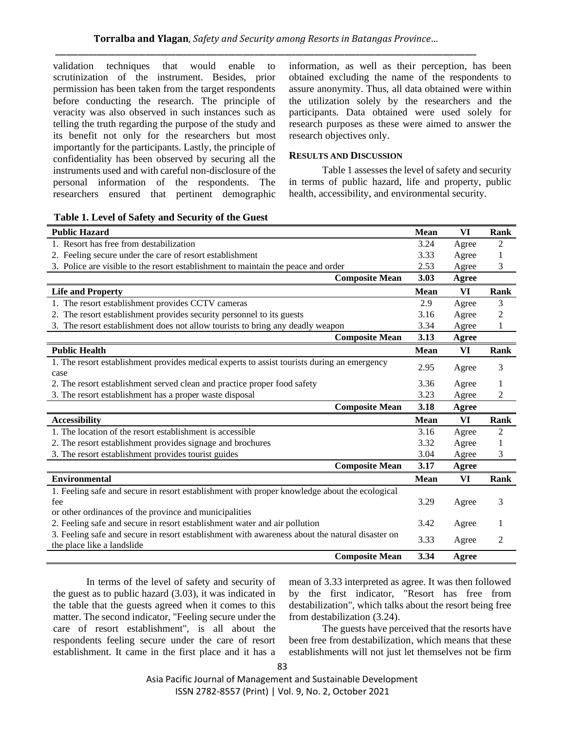validation techniques that would enable to scrutinization of the instrument. Besides, prior permission has been taken from the target respondents before conducting the research. The principle of veracity was also observed in such instances such as telling the truth regarding the purpose of the study and its benefit not only for the researchers but most importantly for the participants. Lastly, the principle of confidentiality has been observed by securing all the instruments used and with careful non-disclosure of the personal information of the respondents. The researchers ensured that pertinent demographic information, as well as their perception, has been obtained excluding the name of the respondents to assure anonymity. Thus, all data obtained were within the utilization solely by the researchers and the participants. Data obtained were used solely for research purposes as these were aimed to answer the research objectives only.

## RESULTS AND DISCUSSION

Table 1 assesses the level of safety and security in terms of public hazard, life and property, public health, accessibility, and environmental security.

**Table 1. Level of Safety and Security of the Guest**

| **Public Hazard** | **Mean** | **VI** | **Rank** |
|---|---|---|---|
| 1. Resort has free from destabilization | 3.24 | Agree | 2 |
| 2. Feeling secure under the care of resort establishment | 3.33 | Agree | 1 |
| 3. Police are visible to the resort establishment to maintain the peace and order | 2.53 | Agree | 3 |
| **Composite Mean** | **3.03** | **Agree** | |
| **Life and Property** | **Mean** | **VI** | **Rank** |
| 1. The resort establishment provides CCTV cameras | 2.9 | Agree | 3 |
| 2. The resort establishment provides security personnel to its guests | 3.16 | Agree | 2 |
| 3. The resort establishment does not allow tourists to bring any deadly weapon | 3.34 | Agree | 1 |
| **Composite Mean** | **3.13** | **Agree** | |
| **Public Health** | **Mean** | **VI** | **Rank** |
| 1. The resort establishment provides medical experts to assist tourists during an emergency case | 2.95 | Agree | 3 |
| 2. The resort establishment served clean and practice proper food safety | 3.36 | Agree | 1 |
| 3. The resort establishment has a proper waste disposal | 3.23 | Agree | 2 |
| **Composite Mean** | **3.18** | **Agree** | |
| **Accessibility** | **Mean** | **VI** | **Rank** |
| 1. The location of the resort establishment is accessible | 3.16 | Agree | 2 |
| 2. The resort establishment provides signage and brochures | 3.32 | Agree | 1 |
| 3. The resort establishment provides tourist guides | 3.04 | Agree | 3 |
| **Composite Mean** | **3.17** | **Agree** | |
| **Environmental** | **Mean** | **VI** | **Rank** |
| 1. Feeling safe and secure in resort establishment with proper knowledge about the ecological fee or other ordinances of the province and municipalities | 3.29 | Agree | 3 |
| 2. Feeling safe and secure in resort establishment water and air pollution | 3.42 | Agree | 1 |
| 3. Feeling safe and secure in resort establishment with awareness about the natural disaster on the place like a landslide | 3.33 | Agree | 2 |
| **Composite Mean** | **3.34** | **Agree** | |

In terms of the level of safety and security of the guest as to public hazard (3.03), it was indicated in the table that the guests agreed when it comes to this matter. The second indicator, "Feeling secure under the care of resort establishment", is all about the respondents feeling secure under the care of resort establishment. It came in the first place and it has a mean of 3.33 interpreted as agree. It was then followed by the first indicator, "Resort has free from destabilization", which talks about the resort being free from destabilization (3.24).

The guests have perceived that the resorts have been free from destabilization, which means that these establishments will not just let themselves not be firm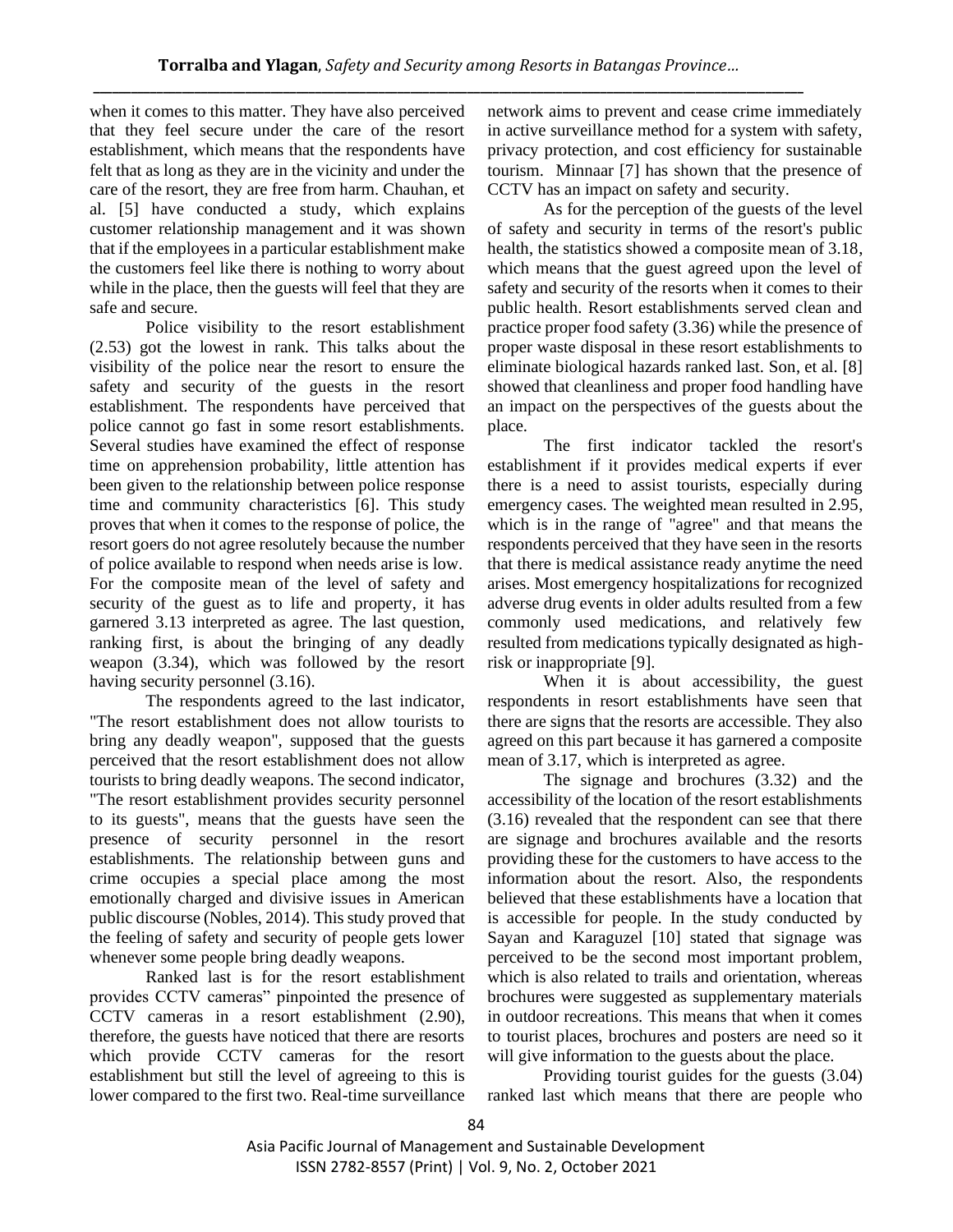when it comes to this matter. They have also perceived that they feel secure under the care of the resort establishment, which means that the respondents have felt that as long as they are in the vicinity and under the care of the resort, they are free from harm. Chauhan, et al. [5] have conducted a study, which explains customer relationship management and it was shown that if the employees in a particular establishment make the customers feel like there is nothing to worry about while in the place, then the guests will feel that they are safe and secure.

Police visibility to the resort establishment (2.53) got the lowest in rank. This talks about the visibility of the police near the resort to ensure the safety and security of the guests in the resort establishment. The respondents have perceived that police cannot go fast in some resort establishments. Several studies have examined the effect of response time on apprehension probability, little attention has been given to the relationship between police response time and community characteristics [6]. This study proves that when it comes to the response of police, the resort goers do not agree resolutely because the number of police available to respond when needs arise is low. For the composite mean of the level of safety and security of the guest as to life and property, it has garnered 3.13 interpreted as agree. The last question, ranking first, is about the bringing of any deadly weapon (3.34), which was followed by the resort having security personnel (3.16).

The respondents agreed to the last indicator, "The resort establishment does not allow tourists to bring any deadly weapon", supposed that the guests perceived that the resort establishment does not allow tourists to bring deadly weapons. The second indicator, "The resort establishment provides security personnel to its guests", means that the guests have seen the presence of security personnel in the resort establishments. The relationship between guns and crime occupies a special place among the most emotionally charged and divisive issues in American public discourse (Nobles, 2014). This study proved that the feeling of safety and security of people gets lower whenever some people bring deadly weapons.

Ranked last is for the resort establishment provides CCTV cameras" pinpointed the presence of CCTV cameras in a resort establishment (2.90), therefore, the guests have noticed that there are resorts which provide CCTV cameras for the resort establishment but still the level of agreeing to this is lower compared to the first two. Real-time surveillance network aims to prevent and cease crime immediately in active surveillance method for a system with safety, privacy protection, and cost efficiency for sustainable tourism. Minnaar [7] has shown that the presence of CCTV has an impact on safety and security.

As for the perception of the guests of the level of safety and security in terms of the resort's public health, the statistics showed a composite mean of 3.18, which means that the guest agreed upon the level of safety and security of the resorts when it comes to their public health. Resort establishments served clean and practice proper food safety (3.36) while the presence of proper waste disposal in these resort establishments to eliminate biological hazards ranked last. Son, et al. [8] showed that cleanliness and proper food handling have an impact on the perspectives of the guests about the place.

The first indicator tackled the resort's establishment if it provides medical experts if ever there is a need to assist tourists, especially during emergency cases. The weighted mean resulted in 2.95, which is in the range of "agree" and that means the respondents perceived that they have seen in the resorts that there is medical assistance ready anytime the need arises. Most emergency hospitalizations for recognized adverse drug events in older adults resulted from a few commonly used medications, and relatively few resulted from medications typically designated as high-risk or inappropriate [9].

When it is about accessibility, the guest respondents in resort establishments have seen that there are signs that the resorts are accessible. They also agreed on this part because it has garnered a composite mean of 3.17, which is interpreted as agree.

The signage and brochures (3.32) and the accessibility of the location of the resort establishments (3.16) revealed that the respondent can see that there are signage and brochures available and the resorts providing these for the customers to have access to the information about the resort. Also, the respondents believed that these establishments have a location that is accessible for people. In the study conducted by Sayan and Karaguzel [10] stated that signage was perceived to be the second most important problem, which is also related to trails and orientation, whereas brochures were suggested as supplementary materials in outdoor recreations. This means that when it comes to tourist places, brochures and posters are need so it will give information to the guests about the place.

Providing tourist guides for the guests (3.04) ranked last which means that there are people who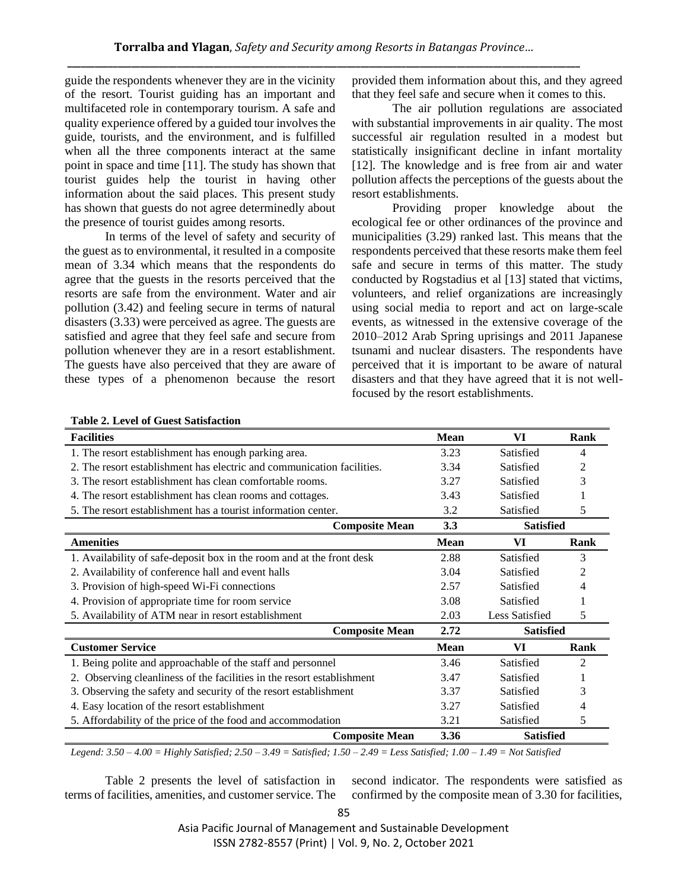guide the respondents whenever they are in the vicinity of the resort. Tourist guiding has an important and multifaceted role in contemporary tourism. A safe and quality experience offered by a guided tour involves the guide, tourists, and the environment, and is fulfilled when all the three components interact at the same point in space and time [11]. The study has shown that tourist guides help the tourist in having other information about the said places. This present study has shown that guests do not agree determinedly about the presence of tourist guides among resorts.

In terms of the level of safety and security of the guest as to environmental, it resulted in a composite mean of 3.34 which means that the respondents do agree that the guests in the resorts perceived that the resorts are safe from the environment. Water and air pollution (3.42) and feeling secure in terms of natural disasters (3.33) were perceived as agree. The guests are satisfied and agree that they feel safe and secure from pollution whenever they are in a resort establishment. The guests have also perceived that they are aware of these types of a phenomenon because the resort provided them information about this, and they agreed that they feel safe and secure when it comes to this.

The air pollution regulations are associated with substantial improvements in air quality. The most successful air regulation resulted in a modest but statistically insignificant decline in infant mortality [12]. The knowledge and is free from air and water pollution affects the perceptions of the guests about the resort establishments.

Providing proper knowledge about the ecological fee or other ordinances of the province and municipalities (3.29) ranked last. This means that the respondents perceived that these resorts make them feel safe and secure in terms of this matter. The study conducted by Rogstadius et al [13] stated that victims, volunteers, and relief organizations are increasingly using social media to report and act on large-scale events, as witnessed in the extensive coverage of the 2010–2012 Arab Spring uprisings and 2011 Japanese tsunami and nuclear disasters. The respondents have perceived that it is important to be aware of natural disasters and that they have agreed that it is not well-focused by the resort establishments.

**Table 2. Level of Guest Satisfaction**

| Facilities | Mean | VI | Rank |
|---|---|---|---|
| 1. The resort establishment has enough parking area. | 3.23 | Satisfied | 4 |
| 2. The resort establishment has electric and communication facilities. | 3.34 | Satisfied | 2 |
| 3. The resort establishment has clean comfortable rooms. | 3.27 | Satisfied | 3 |
| 4. The resort establishment has clean rooms and cottages. | 3.43 | Satisfied | 1 |
| 5. The resort establishment has a tourist information center. | 3.2 | Satisfied | 5 |
| **Composite Mean** | **3.3** | **Satisfied** | |
| **Amenities** | **Mean** | **VI** | **Rank** |
| 1. Availability of safe-deposit box in the room and at the front desk | 2.88 | Satisfied | 3 |
| 2. Availability of conference hall and event halls | 3.04 | Satisfied | 2 |
| 3. Provision of high-speed Wi-Fi connections | 2.57 | Satisfied | 4 |
| 4. Provision of appropriate time for room service | 3.08 | Satisfied | 1 |
| 5. Availability of ATM near in resort establishment | 2.03 | Less Satisfied | 5 |
| **Composite Mean** | **2.72** | **Satisfied** | |
| **Customer Service** | **Mean** | **VI** | **Rank** |
| 1. Being polite and approachable of the staff and personnel | 3.46 | Satisfied | 2 |
| 2. Observing cleanliness of the facilities in the resort establishment | 3.47 | Satisfied | 1 |
| 3. Observing the safety and security of the resort establishment | 3.37 | Satisfied | 3 |
| 4. Easy location of the resort establishment | 3.27 | Satisfied | 4 |
| 5. Affordability of the price of the food and accommodation | 3.21 | Satisfied | 5 |
| **Composite Mean** | **3.36** | **Satisfied** | |

*Legend: 3.50 – 4.00 = Highly Satisfied; 2.50 – 3.49 = Satisfied; 1.50 – 2.49 = Less Satisfied; 1.00 – 1.49 = Not Satisfied*

Table 2 presents the level of satisfaction in terms of facilities, amenities, and customer service. The second indicator. The respondents were satisfied as confirmed by the composite mean of 3.30 for facilities,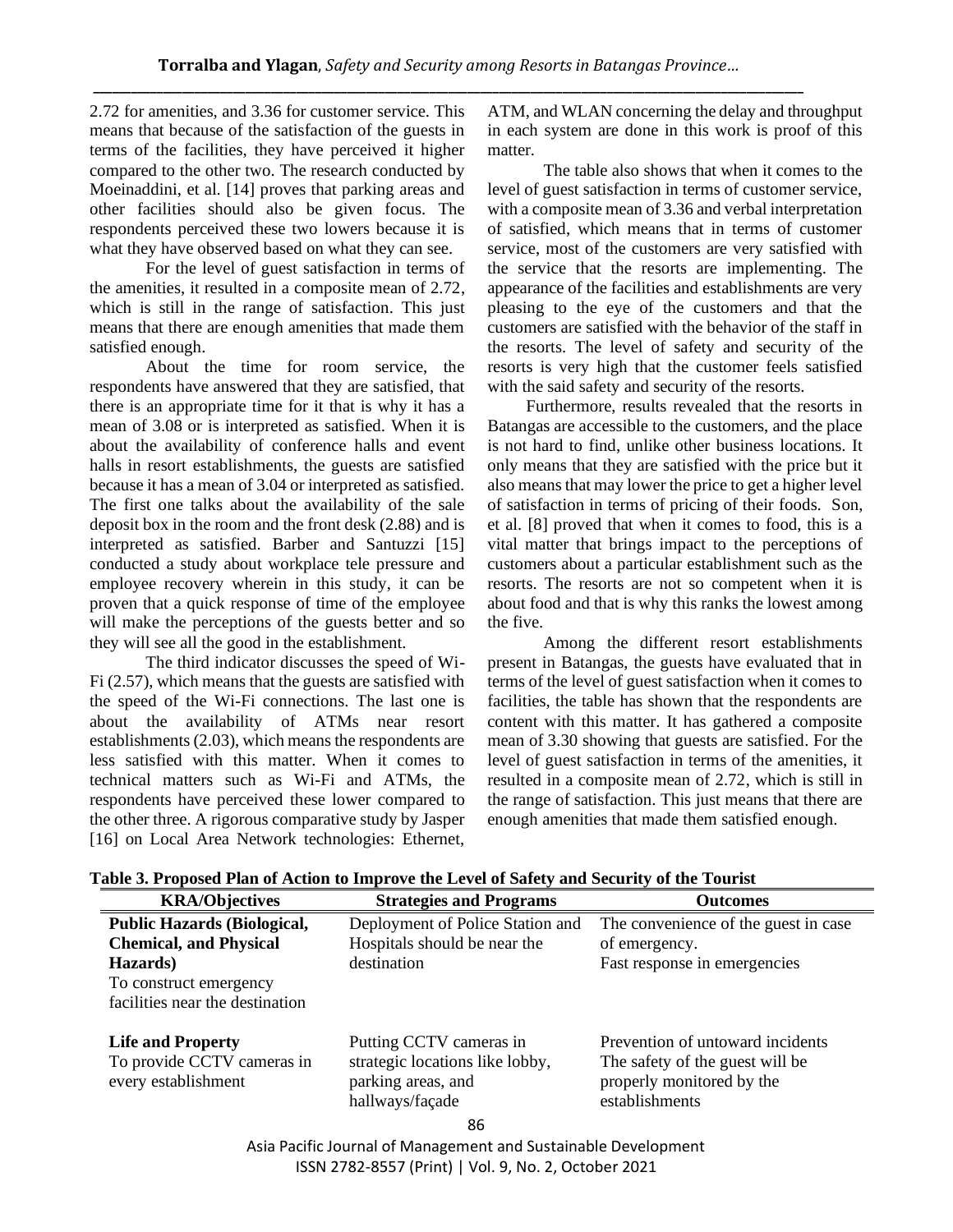2.72 for amenities, and 3.36 for customer service. This means that because of the satisfaction of the guests in terms of the facilities, they have perceived it higher compared to the other two. The research conducted by Moeinaddini, et al. [14] proves that parking areas and other facilities should also be given focus. The respondents perceived these two lowers because it is what they have observed based on what they can see.

For the level of guest satisfaction in terms of the amenities, it resulted in a composite mean of 2.72, which is still in the range of satisfaction. This just means that there are enough amenities that made them satisfied enough.

About the time for room service, the respondents have answered that they are satisfied, that there is an appropriate time for it that is why it has a mean of 3.08 or is interpreted as satisfied. When it is about the availability of conference halls and event halls in resort establishments, the guests are satisfied because it has a mean of 3.04 or interpreted as satisfied. The first one talks about the availability of the sale deposit box in the room and the front desk (2.88) and is interpreted as satisfied. Barber and Santuzzi [15] conducted a study about workplace tele pressure and employee recovery wherein in this study, it can be proven that a quick response of time of the employee will make the perceptions of the guests better and so they will see all the good in the establishment.

The third indicator discusses the speed of Wi-Fi (2.57), which means that the guests are satisfied with the speed of the Wi-Fi connections. The last one is about the availability of ATMs near resort establishments (2.03), which means the respondents are less satisfied with this matter. When it comes to technical matters such as Wi-Fi and ATMs, the respondents have perceived these lower compared to the other three. A rigorous comparative study by Jasper [16] on Local Area Network technologies: Ethernet, ATM, and WLAN concerning the delay and throughput in each system are done in this work is proof of this matter.

The table also shows that when it comes to the level of guest satisfaction in terms of customer service, with a composite mean of 3.36 and verbal interpretation of satisfied, which means that in terms of customer service, most of the customers are very satisfied with the service that the resorts are implementing. The appearance of the facilities and establishments are very pleasing to the eye of the customers and that the customers are satisfied with the behavior of the staff in the resorts. The level of safety and security of the resorts is very high that the customer feels satisfied with the said safety and security of the resorts.

Furthermore, results revealed that the resorts in Batangas are accessible to the customers, and the place is not hard to find, unlike other business locations. It only means that they are satisfied with the price but it also means that may lower the price to get a higher level of satisfaction in terms of pricing of their foods. Son, et al. [8] proved that when it comes to food, this is a vital matter that brings impact to the perceptions of customers about a particular establishment such as the resorts. The resorts are not so competent when it is about food and that is why this ranks the lowest among the five.

Among the different resort establishments present in Batangas, the guests have evaluated that in terms of the level of guest satisfaction when it comes to facilities, the table has shown that the respondents are content with this matter. It has gathered a composite mean of 3.30 showing that guests are satisfied. For the level of guest satisfaction in terms of the amenities, it resulted in a composite mean of 2.72, which is still in the range of satisfaction. This just means that there are enough amenities that made them satisfied enough.

**Table 3. Proposed Plan of Action to Improve the Level of Safety and Security of the Tourist**

| KRA/Objectives | Strategies and Programs | Outcomes |
|---|---|---|
| **Public Hazards (Biological, Chemical, and Physical Hazards)**<br>To construct emergency facilities near the destination | Deployment of Police Station and Hospitals should be near the destination | The convenience of the guest in case of emergency.<br>Fast response in emergencies |
| **Life and Property**<br>To provide CCTV cameras in every establishment | Putting CCTV cameras in strategic locations like lobby, parking areas, and hallways/façade | Prevention of untoward incidents<br>The safety of the guest will be properly monitored by the establishments |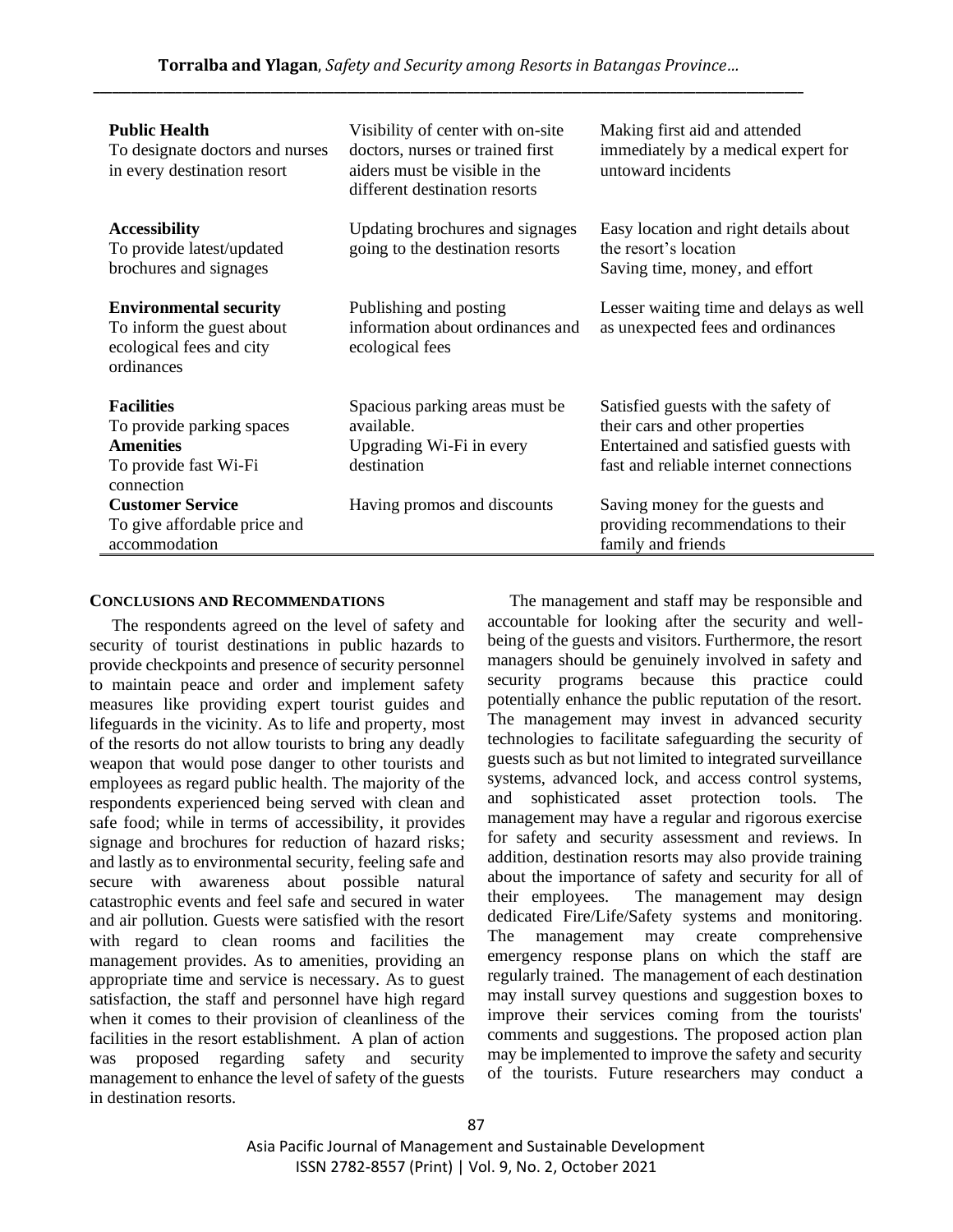| | | |
|---|---|---|
| **Public Health**<br>To designate doctors and nurses in every destination resort | Visibility of center with on-site doctors, nurses or trained first aiders must be visible in the different destination resorts | Making first aid and attended immediately by a medical expert for untoward incidents |
| **Accessibility**<br>To provide latest/updated brochures and signages | Updating brochures and signages going to the destination resorts | Easy location and right details about the resort's location<br>Saving time, money, and effort |
| **Environmental security**<br>To inform the guest about ecological fees and city ordinances | Publishing and posting information about ordinances and ecological fees | Lesser waiting time and delays as well as unexpected fees and ordinances |
| **Facilities**<br>To provide parking spaces | Spacious parking areas must be available. | Satisfied guests with the safety of their cars and other properties |
| **Amenities**<br>To provide fast Wi-Fi connection | Upgrading Wi-Fi in every destination | Entertained and satisfied guests with fast and reliable internet connections |
| **Customer Service**<br>To give affordable price and accommodation | Having promos and discounts | Saving money for the guests and providing recommendations to their family and friends |

## CONCLUSIONS AND RECOMMENDATIONS

The respondents agreed on the level of safety and security of tourist destinations in public hazards to provide checkpoints and presence of security personnel to maintain peace and order and implement safety measures like providing expert tourist guides and lifeguards in the vicinity. As to life and property, most of the resorts do not allow tourists to bring any deadly weapon that would pose danger to other tourists and employees as regard public health. The majority of the respondents experienced being served with clean and safe food; while in terms of accessibility, it provides signage and brochures for reduction of hazard risks; and lastly as to environmental security, feeling safe and secure with awareness about possible natural catastrophic events and feel safe and secured in water and air pollution. Guests were satisfied with the resort with regard to clean rooms and facilities the management provides. As to amenities, providing an appropriate time and service is necessary. As to guest satisfaction, the staff and personnel have high regard when it comes to their provision of cleanliness of the facilities in the resort establishment. A plan of action was proposed regarding safety and security management to enhance the level of safety of the guests in destination resorts.

The management and staff may be responsible and accountable for looking after the security and well-being of the guests and visitors. Furthermore, the resort managers should be genuinely involved in safety and security programs because this practice could potentially enhance the public reputation of the resort. The management may invest in advanced security technologies to facilitate safeguarding the security of guests such as but not limited to integrated surveillance systems, advanced lock, and access control systems, and sophisticated asset protection tools. The management may have a regular and rigorous exercise for safety and security assessment and reviews. In addition, destination resorts may also provide training about the importance of safety and security for all of their employees. The management may design dedicated Fire/Life/Safety systems and monitoring. The management may create comprehensive emergency response plans on which the staff are regularly trained. The management of each destination may install survey questions and suggestion boxes to improve their services coming from the tourists' comments and suggestions. The proposed action plan may be implemented to improve the safety and security of the tourists. Future researchers may conduct a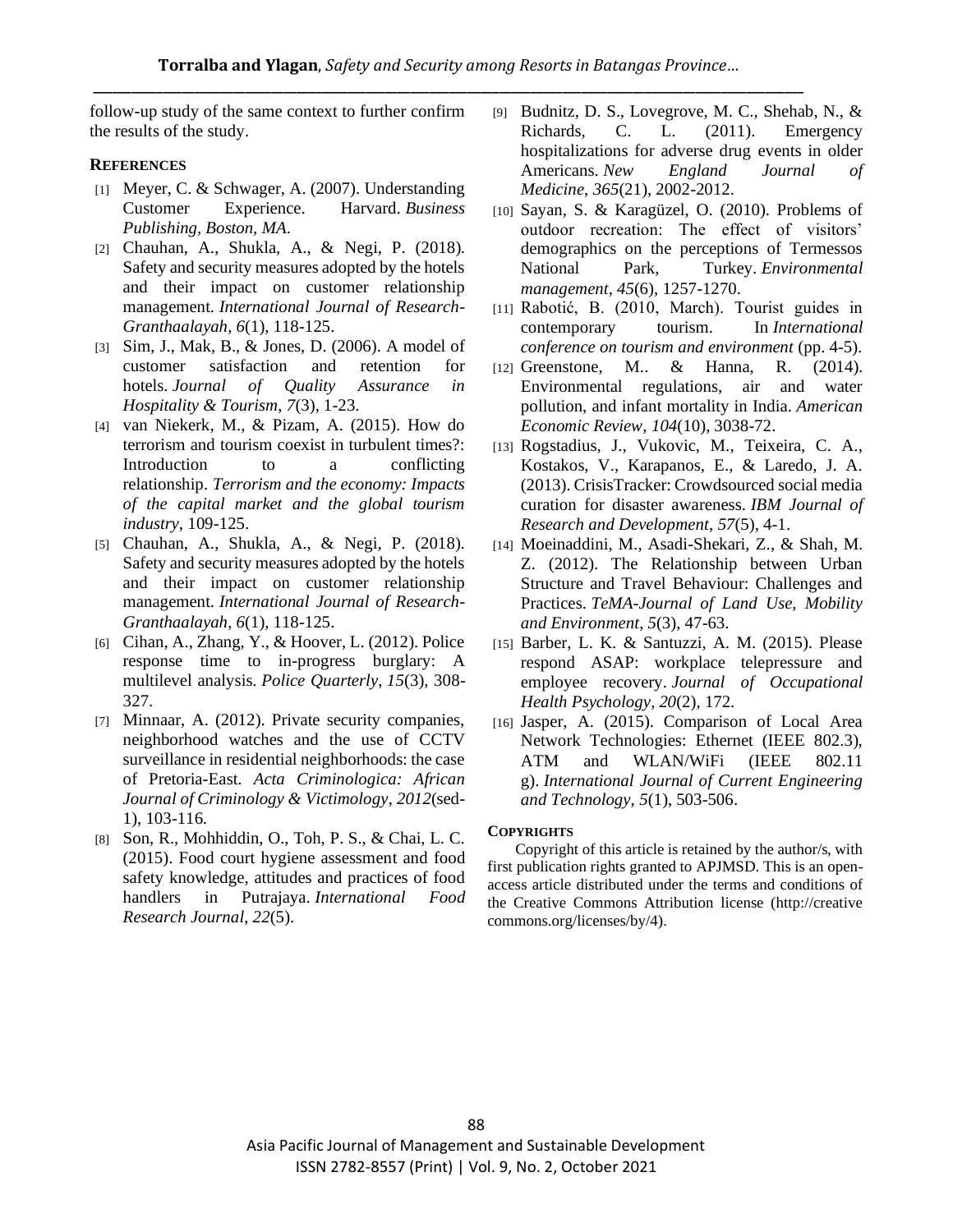follow-up study of the same context to further confirm the results of the study.

## REFERENCES

[1] Meyer, C. & Schwager, A. (2007). Understanding Customer Experience. Harvard. *Business Publishing, Boston, MA.*

[2] Chauhan, A., Shukla, A., & Negi, P. (2018). Safety and security measures adopted by the hotels and their impact on customer relationship management. *International Journal of Research-Granthaalayah*, *6*(1), 118-125.

[3] Sim, J., Mak, B., & Jones, D. (2006). A model of customer satisfaction and retention for hotels. *Journal of Quality Assurance in Hospitality & Tourism*, *7*(3), 1-23.

[4] van Niekerk, M., & Pizam, A. (2015). How do terrorism and tourism coexist in turbulent times?: Introduction to a conflicting relationship. *Terrorism and the economy: Impacts of the capital market and the global tourism industry*, 109-125.

[5] Chauhan, A., Shukla, A., & Negi, P. (2018). Safety and security measures adopted by the hotels and their impact on customer relationship management. *International Journal of Research-Granthaalayah*, *6*(1), 118-125.

[6] Cihan, A., Zhang, Y., & Hoover, L. (2012). Police response time to in-progress burglary: A multilevel analysis. *Police Quarterly*, *15*(3), 308-327.

[7] Minnaar, A. (2012). Private security companies, neighborhood watches and the use of CCTV surveillance in residential neighborhoods: the case of Pretoria-East. *Acta Criminologica: African Journal of Criminology & Victimology*, *2012*(sed-1), 103-116.

[8] Son, R., Mohhiddin, O., Toh, P. S., & Chai, L. C. (2015). Food court hygiene assessment and food safety knowledge, attitudes and practices of food handlers in Putrajaya. *International Food Research Journal*, *22*(5).

[9] Budnitz, D. S., Lovegrove, M. C., Shehab, N., & Richards, C. L. (2011). Emergency hospitalizations for adverse drug events in older Americans. *New England Journal of Medicine*, *365*(21), 2002-2012.

[10] Sayan, S. & Karagüzel, O. (2010). Problems of outdoor recreation: The effect of visitors' demographics on the perceptions of Termessos National Park, Turkey. *Environmental management*, *45*(6), 1257-1270.

[11] Rabotić, B. (2010, March). Tourist guides in contemporary tourism. In *International conference on tourism and environment* (pp. 4-5).

[12] Greenstone, M.. & Hanna, R. (2014). Environmental regulations, air and water pollution, and infant mortality in India. *American Economic Review*, *104*(10), 3038-72.

[13] Rogstadius, J., Vukovic, M., Teixeira, C. A., Kostakos, V., Karapanos, E., & Laredo, J. A. (2013). CrisisTracker: Crowdsourced social media curation for disaster awareness. *IBM Journal of Research and Development*, *57*(5), 4-1.

[14] Moeinaddini, M., Asadi-Shekari, Z., & Shah, M. Z. (2012). The Relationship between Urban Structure and Travel Behaviour: Challenges and Practices. *TeMA-Journal of Land Use, Mobility and Environment*, *5*(3), 47-63.

[15] Barber, L. K. & Santuzzi, A. M. (2015). Please respond ASAP: workplace telepressure and employee recovery. *Journal of Occupational Health Psychology*, *20*(2), 172.

[16] Jasper, A. (2015). Comparison of Local Area Network Technologies: Ethernet (IEEE 802.3), ATM and WLAN/WiFi (IEEE 802.11 g). *International Journal of Current Engineering and Technology*, *5*(1), 503-506.

## COPYRIGHTS

Copyright of this article is retained by the author/s, with first publication rights granted to APJMSD. This is an open-access article distributed under the terms and conditions of the Creative Commons Attribution license (http://creative commons.org/licenses/by/4).